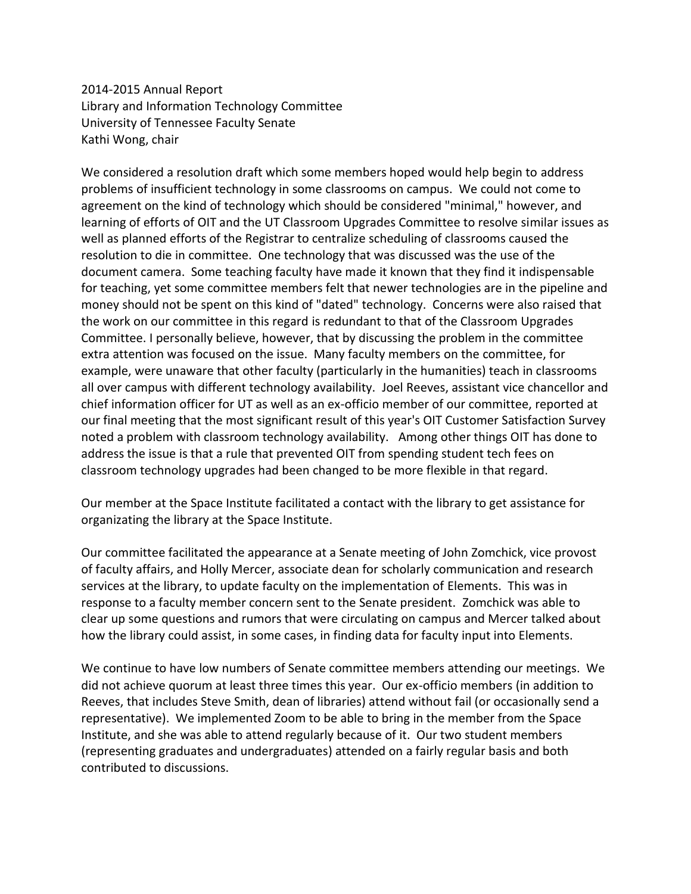2014-2015 Annual Report
Library and Information Technology Committee
University of Tennessee Faculty Senate
Kathi Wong, chair

We considered a resolution draft which some members hoped would help begin to address problems of insufficient technology in some classrooms on campus. We could not come to agreement on the kind of technology which should be considered "minimal," however, and learning of efforts of OIT and the UT Classroom Upgrades Committee to resolve similar issues as well as planned efforts of the Registrar to centralize scheduling of classrooms caused the resolution to die in committee. One technology that was discussed was the use of the document camera. Some teaching faculty have made it known that they find it indispensable for teaching, yet some committee members felt that newer technologies are in the pipeline and money should not be spent on this kind of "dated" technology. Concerns were also raised that the work on our committee in this regard is redundant to that of the Classroom Upgrades Committee. I personally believe, however, that by discussing the problem in the committee extra attention was focused on the issue. Many faculty members on the committee, for example, were unaware that other faculty (particularly in the humanities) teach in classrooms all over campus with different technology availability. Joel Reeves, assistant vice chancellor and chief information officer for UT as well as an ex-officio member of our committee, reported at our final meeting that the most significant result of this year's OIT Customer Satisfaction Survey noted a problem with classroom technology availability. Among other things OIT has done to address the issue is that a rule that prevented OIT from spending student tech fees on classroom technology upgrades had been changed to be more flexible in that regard.

Our member at the Space Institute facilitated a contact with the library to get assistance for organizating the library at the Space Institute.

Our committee facilitated the appearance at a Senate meeting of John Zomchick, vice provost of faculty affairs, and Holly Mercer, associate dean for scholarly communication and research services at the library, to update faculty on the implementation of Elements. This was in response to a faculty member concern sent to the Senate president. Zomchick was able to clear up some questions and rumors that were circulating on campus and Mercer talked about how the library could assist, in some cases, in finding data for faculty input into Elements.

We continue to have low numbers of Senate committee members attending our meetings. We did not achieve quorum at least three times this year. Our ex-officio members (in addition to Reeves, that includes Steve Smith, dean of libraries) attend without fail (or occasionally send a representative). We implemented Zoom to be able to bring in the member from the Space Institute, and she was able to attend regularly because of it. Our two student members (representing graduates and undergraduates) attended on a fairly regular basis and both contributed to discussions.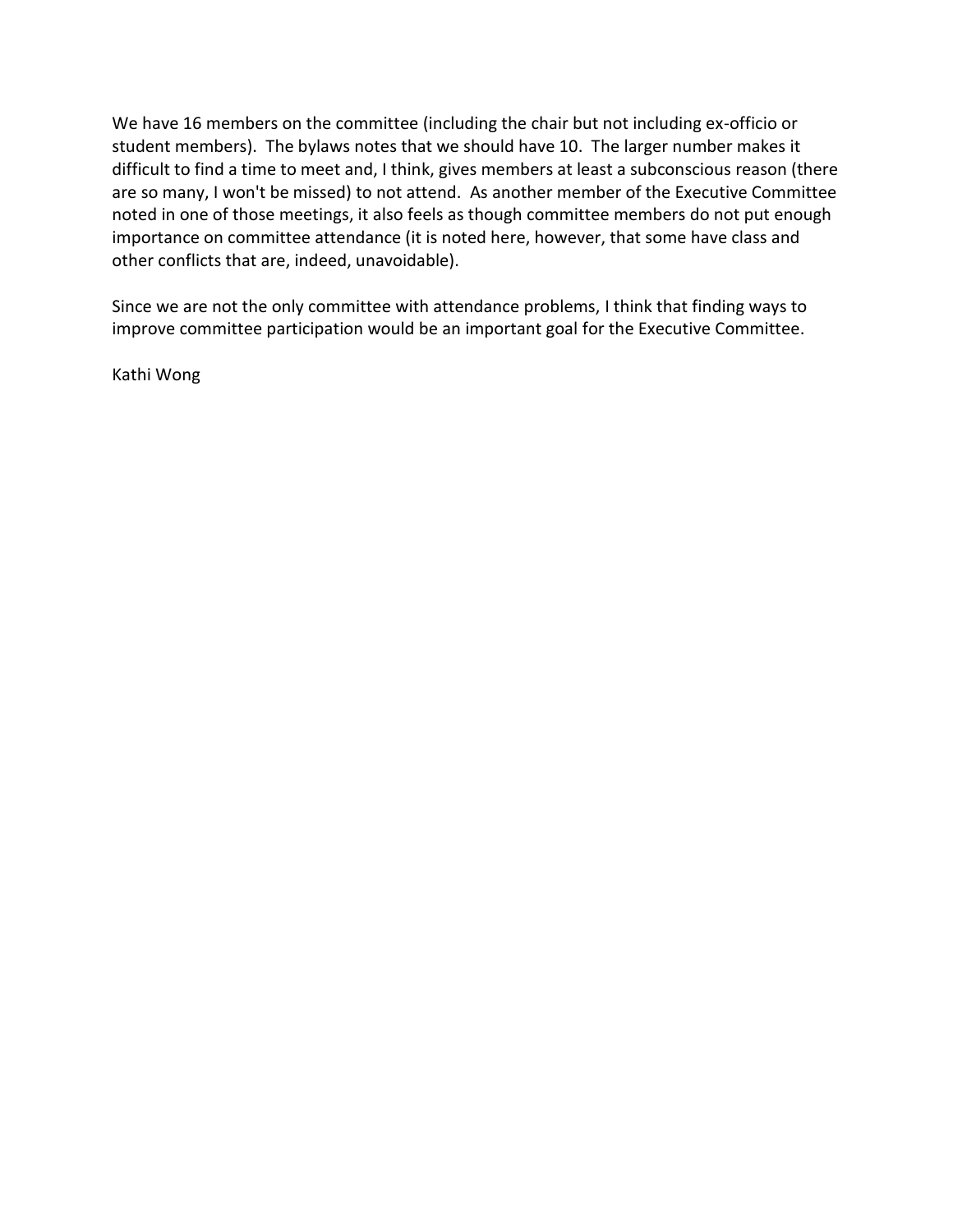We have 16 members on the committee (including the chair but not including ex-officio or student members). The bylaws notes that we should have 10. The larger number makes it difficult to find a time to meet and, I think, gives members at least a subconscious reason (there are so many, I won't be missed) to not attend. As another member of the Executive Committee noted in one of those meetings, it also feels as though committee members do not put enough importance on committee attendance (it is noted here, however, that some have class and other conflicts that are, indeed, unavoidable).

Since we are not the only committee with attendance problems, I think that finding ways to improve committee participation would be an important goal for the Executive Committee.

Kathi Wong